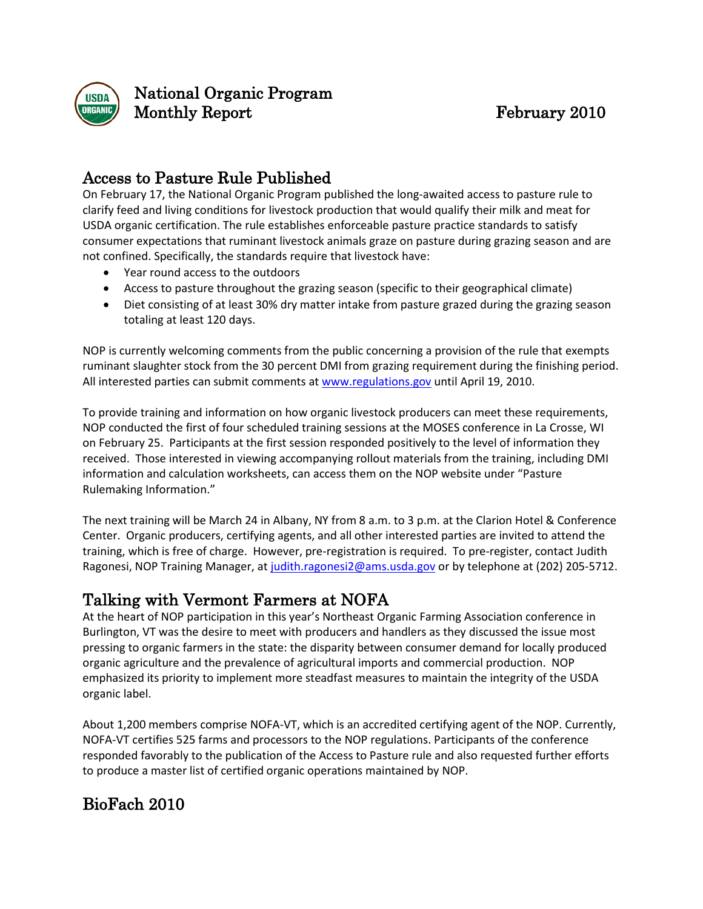# National Organic Program Monthly Report

February 2010

## Access to Pasture Rule Published

On February 17, the National Organic Program published the long-awaited access to pasture rule to clarify feed and living conditions for livestock production that would qualify their milk and meat for USDA organic certification. The rule establishes enforceable pasture practice standards to satisfy consumer expectations that ruminant livestock animals graze on pasture during grazing season and are not confined. Specifically, the standards require that livestock have:

- Year round access to the outdoors
- Access to pasture throughout the grazing season (specific to their geographical climate)
- Diet consisting of at least 30% dry matter intake from pasture grazed during the grazing season totaling at least 120 days.

NOP is currently welcoming comments from the public concerning a provision of the rule that exempts ruminant slaughter stock from the 30 percent DMI from grazing requirement during the finishing period. All interested parties can submit comments at www.regulations.gov until April 19, 2010.

To provide training and information on how organic livestock producers can meet these requirements, NOP conducted the first of four scheduled training sessions at the MOSES conference in La Crosse, WI on February 25. Participants at the first session responded positively to the level of information they received. Those interested in viewing accompanying rollout materials from the training, including DMI information and calculation worksheets, can access them on the NOP website under "Pasture Rulemaking Information."

The next training will be March 24 in Albany, NY from 8 a.m. to 3 p.m. at the Clarion Hotel & Conference Center. Organic producers, certifying agents, and all other interested parties are invited to attend the training, which is free of charge. However, pre-registration is required. To pre-register, contact Judith Ragonesi, NOP Training Manager, at judith.ragonesi2@ams.usda.gov or by telephone at (202) 205-5712.

## Talking with Vermont Farmers at NOFA

At the heart of NOP participation in this year's Northeast Organic Farming Association conference in Burlington, VT was the desire to meet with producers and handlers as they discussed the issue most pressing to organic farmers in the state: the disparity between consumer demand for locally produced organic agriculture and the prevalence of agricultural imports and commercial production. NOP emphasized its priority to implement more steadfast measures to maintain the integrity of the USDA organic label.

About 1,200 members comprise NOFA-VT, which is an accredited certifying agent of the NOP. Currently, NOFA-VT certifies 525 farms and processors to the NOP regulations. Participants of the conference responded favorably to the publication of the Access to Pasture rule and also requested further efforts to produce a master list of certified organic operations maintained by NOP.

## BioFach 2010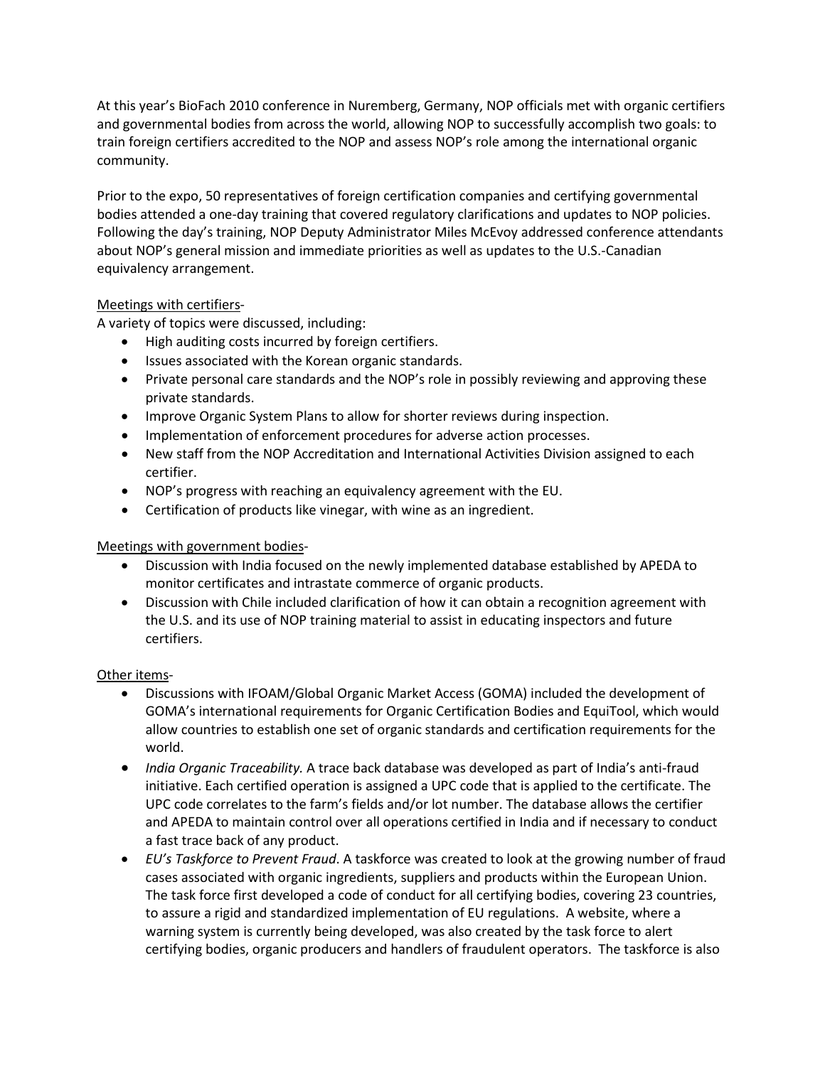At this year's BioFach 2010 conference in Nuremberg, Germany, NOP officials met with organic certifiers and governmental bodies from across the world, allowing NOP to successfully accomplish two goals: to train foreign certifiers accredited to the NOP and assess NOP's role among the international organic community.

Prior to the expo, 50 representatives of foreign certification companies and certifying governmental bodies attended a one-day training that covered regulatory clarifications and updates to NOP policies. Following the day's training, NOP Deputy Administrator Miles McEvoy addressed conference attendants about NOP's general mission and immediate priorities as well as updates to the U.S.-Canadian equivalency arrangement.

<u>Meetings with certifiers</u>-

A variety of topics were discussed, including:

- High auditing costs incurred by foreign certifiers.
- Issues associated with the Korean organic standards.
- Private personal care standards and the NOP's role in possibly reviewing and approving these private standards.
- Improve Organic System Plans to allow for shorter reviews during inspection.
- Implementation of enforcement procedures for adverse action processes.
- New staff from the NOP Accreditation and International Activities Division assigned to each certifier.
- NOP's progress with reaching an equivalency agreement with the EU.
- Certification of products like vinegar, with wine as an ingredient.

<u>Meetings with government bodies</u>-

- Discussion with India focused on the newly implemented database established by APEDA to monitor certificates and intrastate commerce of organic products.
- Discussion with Chile included clarification of how it can obtain a recognition agreement with the U.S. and its use of NOP training material to assist in educating inspectors and future certifiers.

<u>Other items</u>-

- Discussions with IFOAM/Global Organic Market Access (GOMA) included the development of GOMA's international requirements for Organic Certification Bodies and EquiTool, which would allow countries to establish one set of organic standards and certification requirements for the world.
- *India Organic Traceability.* A trace back database was developed as part of India's anti-fraud initiative. Each certified operation is assigned a UPC code that is applied to the certificate. The UPC code correlates to the farm's fields and/or lot number. The database allows the certifier and APEDA to maintain control over all operations certified in India and if necessary to conduct a fast trace back of any product.
- *EU's Taskforce to Prevent Fraud*. A taskforce was created to look at the growing number of fraud cases associated with organic ingredients, suppliers and products within the European Union. The task force first developed a code of conduct for all certifying bodies, covering 23 countries, to assure a rigid and standardized implementation of EU regulations. A website, where a warning system is currently being developed, was also created by the task force to alert certifying bodies, organic producers and handlers of fraudulent operators. The taskforce is also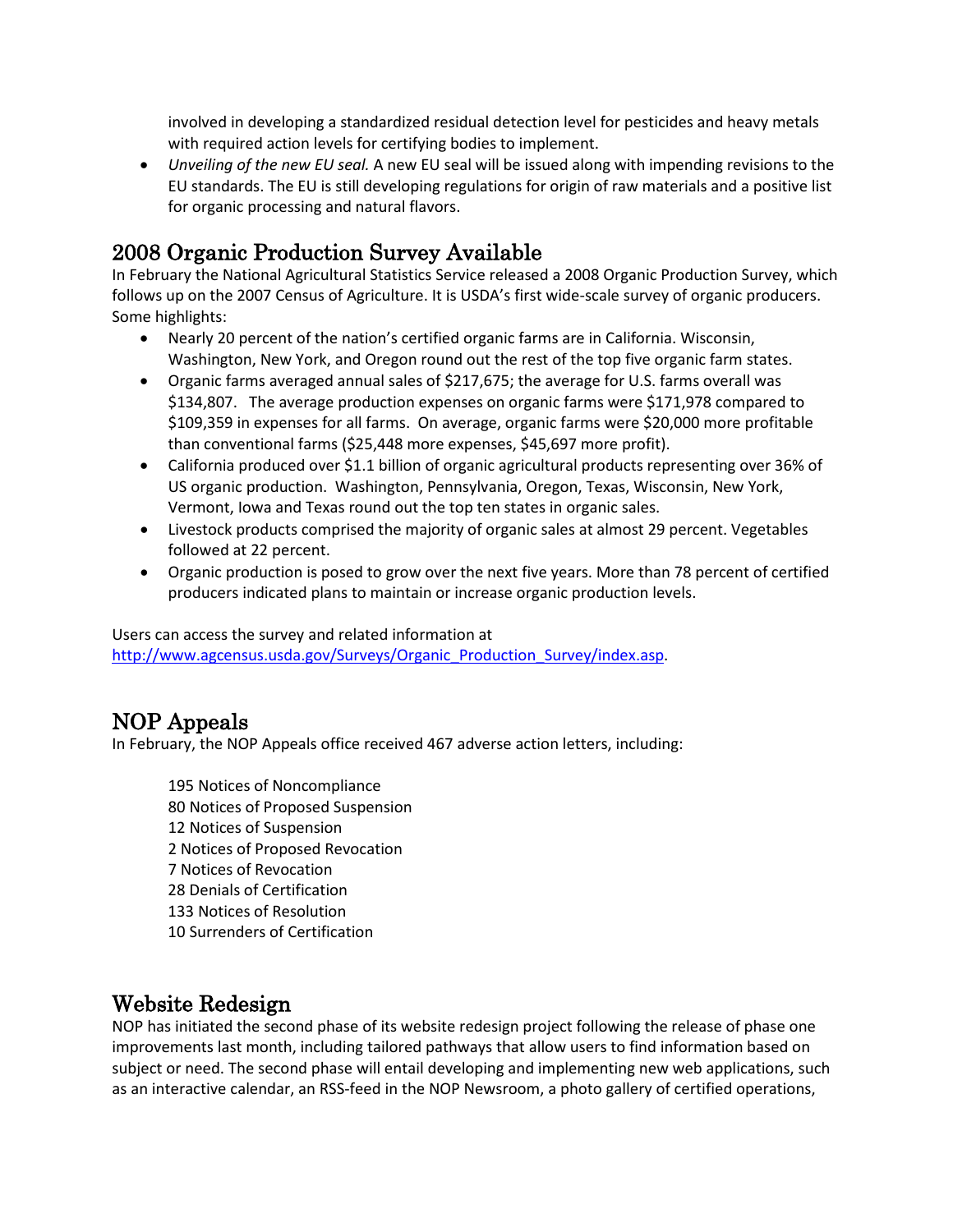involved in developing a standardized residual detection level for pesticides and heavy metals with required action levels for certifying bodies to implement.

- *Unveiling of the new EU seal.* A new EU seal will be issued along with impending revisions to the EU standards. The EU is still developing regulations for origin of raw materials and a positive list for organic processing and natural flavors.

## 2008 Organic Production Survey Available

In February the National Agricultural Statistics Service released a 2008 Organic Production Survey, which follows up on the 2007 Census of Agriculture. It is USDA's first wide-scale survey of organic producers. Some highlights:

- Nearly 20 percent of the nation's certified organic farms are in California. Wisconsin, Washington, New York, and Oregon round out the rest of the top five organic farm states.
- Organic farms averaged annual sales of $217,675; the average for U.S. farms overall was $134,807. The average production expenses on organic farms were $171,978 compared to $109,359 in expenses for all farms. On average, organic farms were $20,000 more profitable than conventional farms ($25,448 more expenses, $45,697 more profit).
- California produced over $1.1 billion of organic agricultural products representing over 36% of US organic production. Washington, Pennsylvania, Oregon, Texas, Wisconsin, New York, Vermont, Iowa and Texas round out the top ten states in organic sales.
- Livestock products comprised the majority of organic sales at almost 29 percent. Vegetables followed at 22 percent.
- Organic production is posed to grow over the next five years. More than 78 percent of certified producers indicated plans to maintain or increase organic production levels.

Users can access the survey and related information at [http://www.agcensus.usda.gov/Surveys/Organic_Production_Survey/index.asp](http://www.agcensus.usda.gov/Surveys/Organic_Production_Survey/index.asp).

## NOP Appeals

In February, the NOP Appeals office received 467 adverse action letters, including:

195 Notices of Noncompliance
80 Notices of Proposed Suspension
12 Notices of Suspension
2 Notices of Proposed Revocation
7 Notices of Revocation
28 Denials of Certification
133 Notices of Resolution
10 Surrenders of Certification

## Website Redesign

NOP has initiated the second phase of its website redesign project following the release of phase one improvements last month, including tailored pathways that allow users to find information based on subject or need. The second phase will entail developing and implementing new web applications, such as an interactive calendar, an RSS-feed in the NOP Newsroom, a photo gallery of certified operations,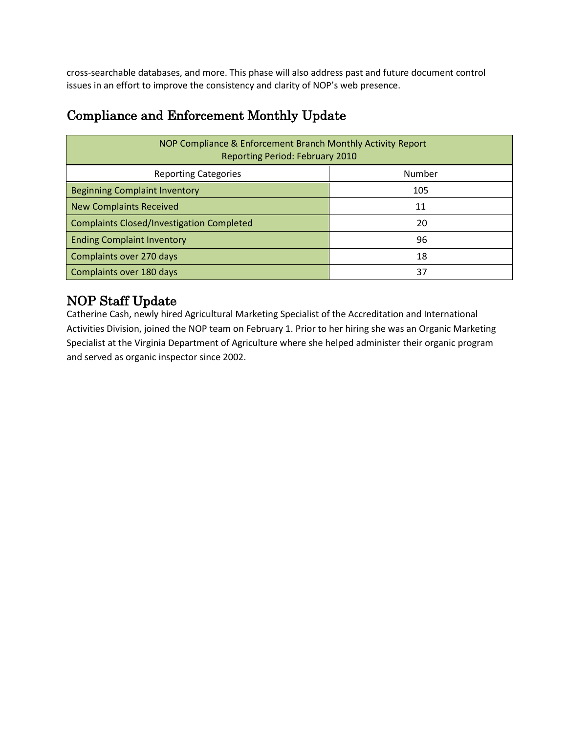cross-searchable databases, and more. This phase will also address past and future document control issues in an effort to improve the consistency and clarity of NOP's web presence.

## Compliance and Enforcement Monthly Update

| NOP Compliance & Enforcement Branch Monthly Activity Report<br>Reporting Period: February 2010 | |
|---|---|
| Reporting Categories | Number |
| Beginning Complaint Inventory | 105 |
| New Complaints Received | 11 |
| Complaints Closed/Investigation Completed | 20 |
| Ending Complaint Inventory | 96 |
| Complaints over 270 days | 18 |
| Complaints over 180 days | 37 |

## NOP Staff Update

Catherine Cash, newly hired Agricultural Marketing Specialist of the Accreditation and International Activities Division, joined the NOP team on February 1. Prior to her hiring she was an Organic Marketing Specialist at the Virginia Department of Agriculture where she helped administer their organic program and served as organic inspector since 2002.